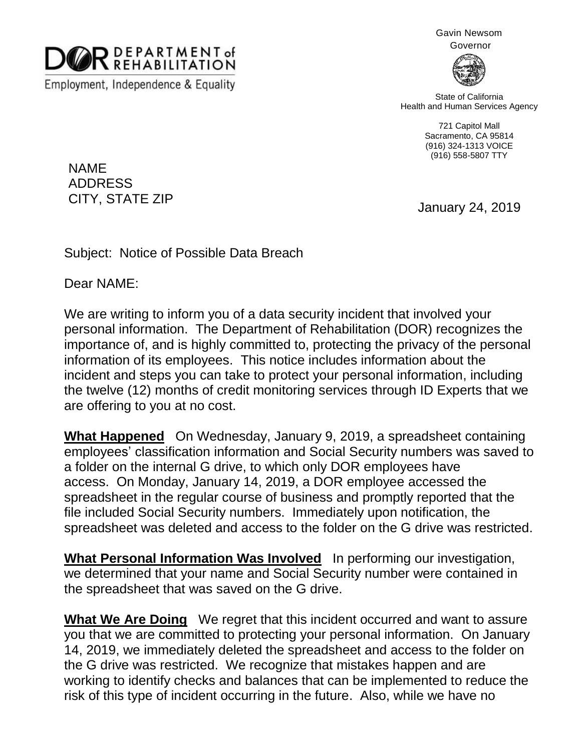DEPARTMENT of REHABILITATION

Employment, Independence & Equality

Gavin Newsom
Governor

State of California
Health and Human Services Agency

721 Capitol Mall
Sacramento, CA 95814
(916) 324-1313 VOICE
(916) 558-5807 TTY

NAME
ADDRESS
CITY, STATE ZIP

January 24, 2019

Subject: Notice of Possible Data Breach

Dear NAME:

We are writing to inform you of a data security incident that involved your personal information. The Department of Rehabilitation (DOR) recognizes the importance of, and is highly committed to, protecting the privacy of the personal information of its employees. This notice includes information about the incident and steps you can take to protect your personal information, including the twelve (12) months of credit monitoring services through ID Experts that we are offering to you at no cost.

**What Happened** On Wednesday, January 9, 2019, a spreadsheet containing employees' classification information and Social Security numbers was saved to a folder on the internal G drive, to which only DOR employees have access. On Monday, January 14, 2019, a DOR employee accessed the spreadsheet in the regular course of business and promptly reported that the file included Social Security numbers. Immediately upon notification, the spreadsheet was deleted and access to the folder on the G drive was restricted.

**What Personal Information Was Involved** In performing our investigation, we determined that your name and Social Security number were contained in the spreadsheet that was saved on the G drive.

**What We Are Doing** We regret that this incident occurred and want to assure you that we are committed to protecting your personal information. On January 14, 2019, we immediately deleted the spreadsheet and access to the folder on the G drive was restricted. We recognize that mistakes happen and are working to identify checks and balances that can be implemented to reduce the risk of this type of incident occurring in the future. Also, while we have no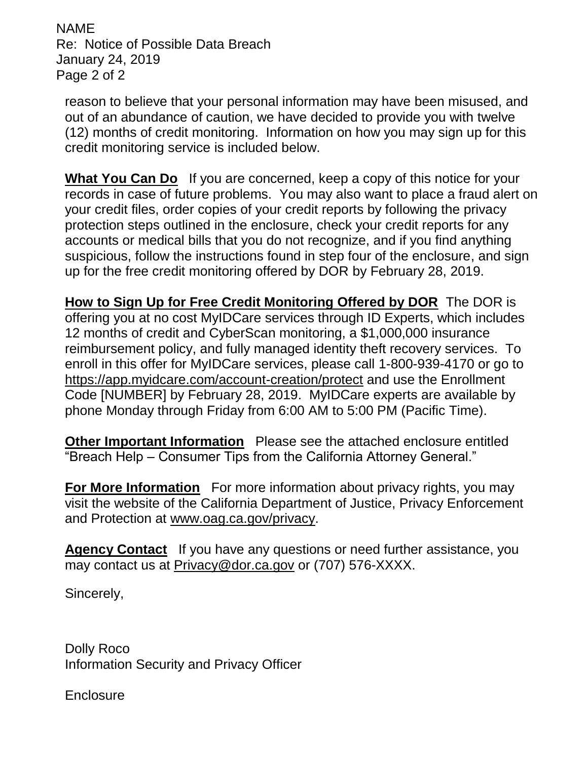reason to believe that your personal information may have been misused, and out of an abundance of caution, we have decided to provide you with twelve (12) months of credit monitoring. Information on how you may sign up for this credit monitoring service is included below.

**What You Can Do** If you are concerned, keep a copy of this notice for your records in case of future problems. You may also want to place a fraud alert on your credit files, order copies of your credit reports by following the privacy protection steps outlined in the enclosure, check your credit reports for any accounts or medical bills that you do not recognize, and if you find anything suspicious, follow the instructions found in step four of the enclosure, and sign up for the free credit monitoring offered by DOR by February 28, 2019.

**How to Sign Up for Free Credit Monitoring Offered by DOR** The DOR is offering you at no cost MyIDCare services through ID Experts, which includes 12 months of credit and CyberScan monitoring, a $1,000,000 insurance reimbursement policy, and fully managed identity theft recovery services. To enroll in this offer for MyIDCare services, please call 1-800-939-4170 or go to https://app.myidcare.com/account-creation/protect and use the Enrollment Code [NUMBER] by February 28, 2019. MyIDCare experts are available by phone Monday through Friday from 6:00 AM to 5:00 PM (Pacific Time).

**Other Important Information** Please see the attached enclosure entitled "Breach Help – Consumer Tips from the California Attorney General."

**For More Information** For more information about privacy rights, you may visit the website of the California Department of Justice, Privacy Enforcement and Protection at www.oag.ca.gov/privacy.

**Agency Contact** If you have any questions or need further assistance, you may contact us at Privacy@dor.ca.gov or (707) 576-XXXX.

Sincerely,

Dolly Roco
Information Security and Privacy Officer

Enclosure